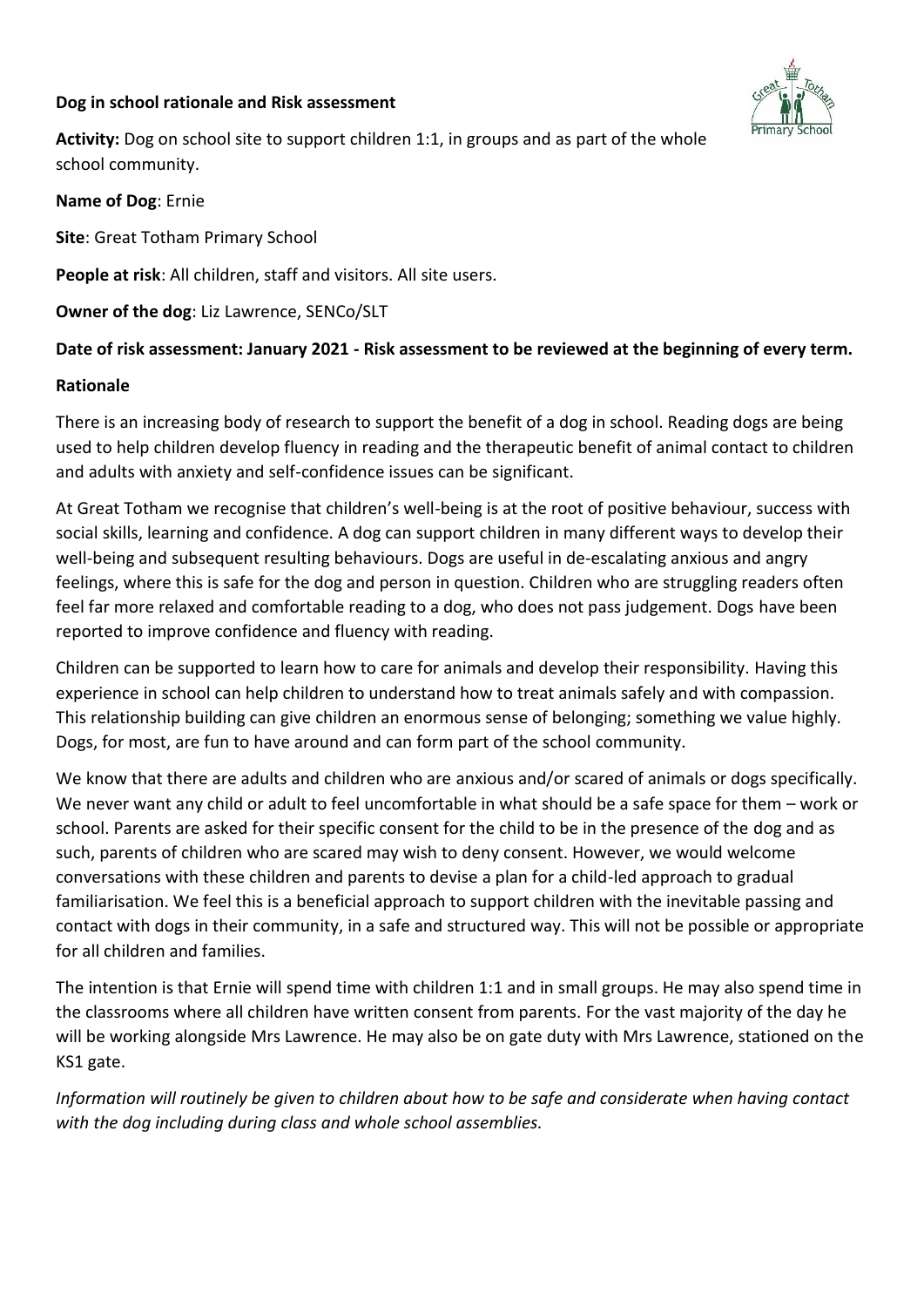**Dog in school rationale and Risk assessment**

**Activity:** Dog on school site to support children 1:1, in groups and as part of the whole school community.

**Name of Dog**: Ernie

**Site**: Great Totham Primary School

**People at risk**: All children, staff and visitors. All site users.

**Owner of the dog**: Liz Lawrence, SENCo/SLT

**Date of risk assessment: January 2021 - Risk assessment to be reviewed at the beginning of every term.**

**Rationale**

There is an increasing body of research to support the benefit of a dog in school. Reading dogs are being used to help children develop fluency in reading and the therapeutic benefit of animal contact to children and adults with anxiety and self-confidence issues can be significant.

At Great Totham we recognise that children's well-being is at the root of positive behaviour, success with social skills, learning and confidence. A dog can support children in many different ways to develop their well-being and subsequent resulting behaviours. Dogs are useful in de-escalating anxious and angry feelings, where this is safe for the dog and person in question. Children who are struggling readers often feel far more relaxed and comfortable reading to a dog, who does not pass judgement. Dogs have been reported to improve confidence and fluency with reading.

Children can be supported to learn how to care for animals and develop their responsibility. Having this experience in school can help children to understand how to treat animals safely and with compassion. This relationship building can give children an enormous sense of belonging; something we value highly. Dogs, for most, are fun to have around and can form part of the school community.

We know that there are adults and children who are anxious and/or scared of animals or dogs specifically. We never want any child or adult to feel uncomfortable in what should be a safe space for them – work or school. Parents are asked for their specific consent for the child to be in the presence of the dog and as such, parents of children who are scared may wish to deny consent. However, we would welcome conversations with these children and parents to devise a plan for a child-led approach to gradual familiarisation. We feel this is a beneficial approach to support children with the inevitable passing and contact with dogs in their community, in a safe and structured way. This will not be possible or appropriate for all children and families.

The intention is that Ernie will spend time with children 1:1 and in small groups. He may also spend time in the classrooms where all children have written consent from parents. For the vast majority of the day he will be working alongside Mrs Lawrence. He may also be on gate duty with Mrs Lawrence, stationed on the KS1 gate.

*Information will routinely be given to children about how to be safe and considerate when having contact with the dog including during class and whole school assemblies.*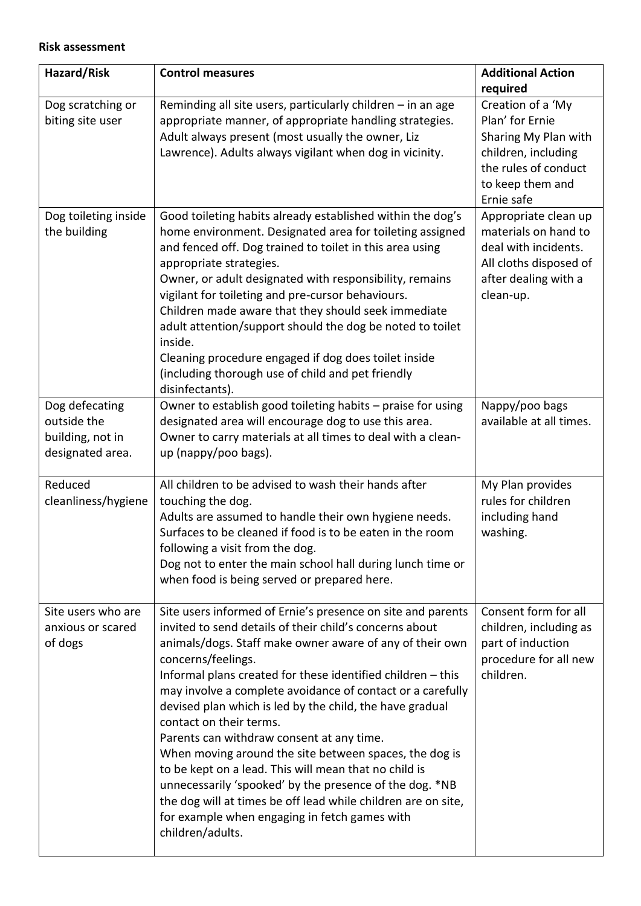**Risk assessment**

| Hazard/Risk | Control measures | Additional Action required |
|---|---|---|
| Dog scratching or biting site user | Reminding all site users, particularly children – in an age appropriate manner, of appropriate handling strategies. Adult always present (most usually the owner, Liz Lawrence). Adults always vigilant when dog in vicinity. | Creation of a 'My Plan' for Ernie<br>Sharing My Plan with children, including the rules of conduct to keep them and Ernie safe |
| Dog toileting inside the building | Good toileting habits already established within the dog's home environment. Designated area for toileting assigned and fenced off. Dog trained to toilet in this area using appropriate strategies.<br>Owner, or adult designated with responsibility, remains vigilant for toileting and pre-cursor behaviours.<br>Children made aware that they should seek immediate adult attention/support should the dog be noted to toilet inside.<br>Cleaning procedure engaged if dog does toilet inside (including thorough use of child and pet friendly disinfectants). | Appropriate clean up materials on hand to deal with incidents. All cloths disposed of after dealing with a clean-up. |
| Dog defecating outside the building, not in designated area. | Owner to establish good toileting habits – praise for using designated area will encourage dog to use this area.<br>Owner to carry materials at all times to deal with a clean-up (nappy/poo bags). | Nappy/poo bags available at all times. |
| Reduced cleanliness/hygiene | All children to be advised to wash their hands after touching the dog.<br>Adults are assumed to handle their own hygiene needs.<br>Surfaces to be cleaned if food is to be eaten in the room following a visit from the dog.<br>Dog not to enter the main school hall during lunch time or when food is being served or prepared here. | My Plan provides rules for children including hand washing. |
| Site users who are anxious or scared of dogs | Site users informed of Ernie's presence on site and parents invited to send details of their child's concerns about animals/dogs. Staff make owner aware of any of their own concerns/feelings.<br>Informal plans created for these identified children – this may involve a complete avoidance of contact or a carefully devised plan which is led by the child, the have gradual contact on their terms.<br>Parents can withdraw consent at any time.<br>When moving around the site between spaces, the dog is to be kept on a lead. This will mean that no child is unnecessarily 'spooked' by the presence of the dog. *NB the dog will at times be off lead while children are on site, for example when engaging in fetch games with children/adults. | Consent form for all children, including as part of induction procedure for all new children. |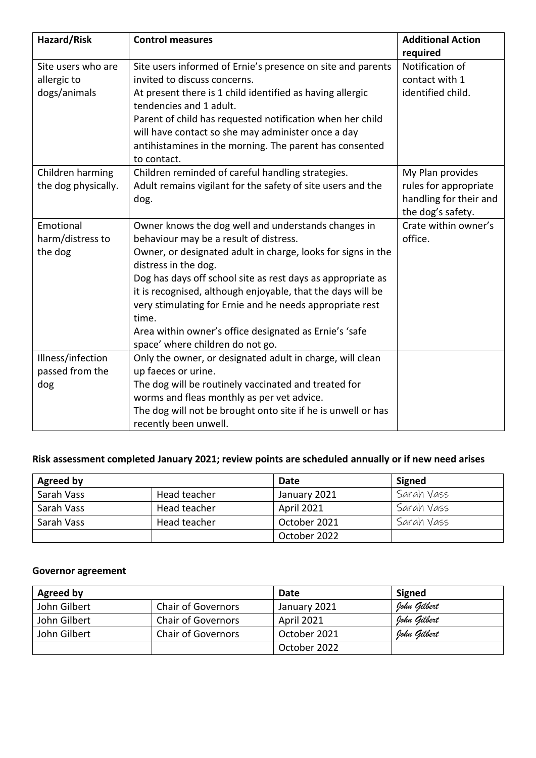| Hazard/Risk | Control measures | Additional Action required |
| --- | --- | --- |
| Site users who are allergic to dogs/animals | Site users informed of Ernie's presence on site and parents invited to discuss concerns.<br>At present there is 1 child identified as having allergic tendencies and 1 adult.<br>Parent of child has requested notification when her child will have contact so she may administer once a day antihistamines in the morning. The parent has consented to contact. | Notification of contact with 1 identified child. |
| Children harming the dog physically. | Children reminded of careful handling strategies.<br>Adult remains vigilant for the safety of site users and the dog. | My Plan provides rules for appropriate handling for their and the dog's safety. |
| Emotional harm/distress to the dog | Owner knows the dog well and understands changes in behaviour may be a result of distress.<br>Owner, or designated adult in charge, looks for signs in the distress in the dog.<br>Dog has days off school site as rest days as appropriate as it is recognised, although enjoyable, that the days will be very stimulating for Ernie and he needs appropriate rest time.<br>Area within owner's office designated as Ernie's 'safe space' where children do not go. | Crate within owner's office. |
| Illness/infection passed from the dog | Only the owner, or designated adult in charge, will clean up faeces or urine.<br>The dog will be routinely vaccinated and treated for worms and fleas monthly as per vet advice.<br>The dog will not be brought onto site if he is unwell or has recently been unwell. | |

**Risk assessment completed January 2021; review points are scheduled annually or if new need arises**

| Agreed by | | Date | Signed |
| --- | --- | --- | --- |
| Sarah Vass | Head teacher | January 2021 | Sarah Vass |
| Sarah Vass | Head teacher | April 2021 | Sarah Vass |
| Sarah Vass | Head teacher | October 2021 | Sarah Vass |
| | | October 2022 | |

**Governor agreement**

| Agreed by | | Date | Signed |
| --- | --- | --- | --- |
| John Gilbert | Chair of Governors | January 2021 | John Gilbert |
| John Gilbert | Chair of Governors | April 2021 | John Gilbert |
| John Gilbert | Chair of Governors | October 2021 | John Gilbert |
| | | October 2022 | |